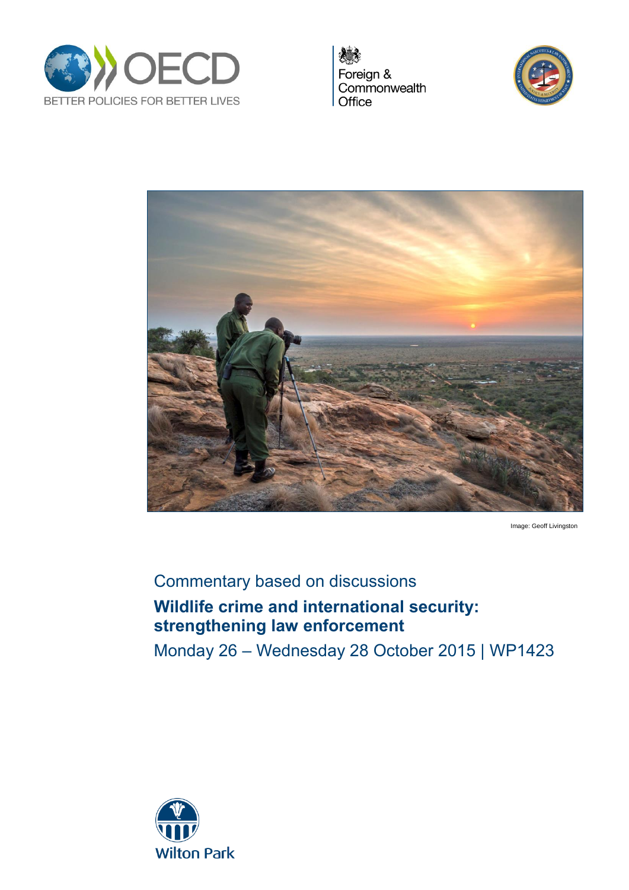OECD
BETTER POLICIES FOR BETTER LIVES

Foreign & Commonwealth Office

Image: Geoff Livingston

Commentary based on discussions

# Wildlife crime and international security: strengthening law enforcement

Monday 26 – Wednesday 28 October 2015 | WP1423

Wilton Park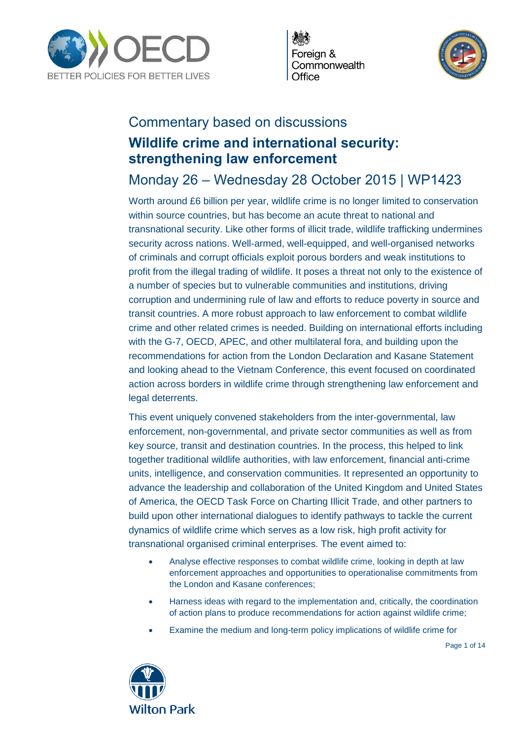Commentary based on discussions

# Wildlife crime and international security: strengthening law enforcement

## Monday 26 – Wednesday 28 October 2015 | WP1423

Worth around £6 billion per year, wildlife crime is no longer limited to conservation within source countries, but has become an acute threat to national and transnational security. Like other forms of illicit trade, wildlife trafficking undermines security across nations. Well-armed, well-equipped, and well-organised networks of criminals and corrupt officials exploit porous borders and weak institutions to profit from the illegal trading of wildlife. It poses a threat not only to the existence of a number of species but to vulnerable communities and institutions, driving corruption and undermining rule of law and efforts to reduce poverty in source and transit countries. A more robust approach to law enforcement to combat wildlife crime and other related crimes is needed. Building on international efforts including with the G-7, OECD, APEC, and other multilateral fora, and building upon the recommendations for action from the London Declaration and Kasane Statement and looking ahead to the Vietnam Conference, this event focused on coordinated action across borders in wildlife crime through strengthening law enforcement and legal deterrents.

This event uniquely convened stakeholders from the inter-governmental, law enforcement, non-governmental, and private sector communities as well as from key source, transit and destination countries. In the process, this helped to link together traditional wildlife authorities, with law enforcement, financial anti-crime units, intelligence, and conservation communities. It represented an opportunity to advance the leadership and collaboration of the United Kingdom and United States of America, the OECD Task Force on Charting Illicit Trade, and other partners to build upon other international dialogues to identify pathways to tackle the current dynamics of wildlife crime which serves as a low risk, high profit activity for transnational organised criminal enterprises. The event aimed to:

- Analyse effective responses to combat wildlife crime, looking in depth at law enforcement approaches and opportunities to operationalise commitments from the London and Kasane conferences;
- Harness ideas with regard to the implementation and, critically, the coordination of action plans to produce recommendations for action against wildlife crime;
- Examine the medium and long-term policy implications of wildlife crime for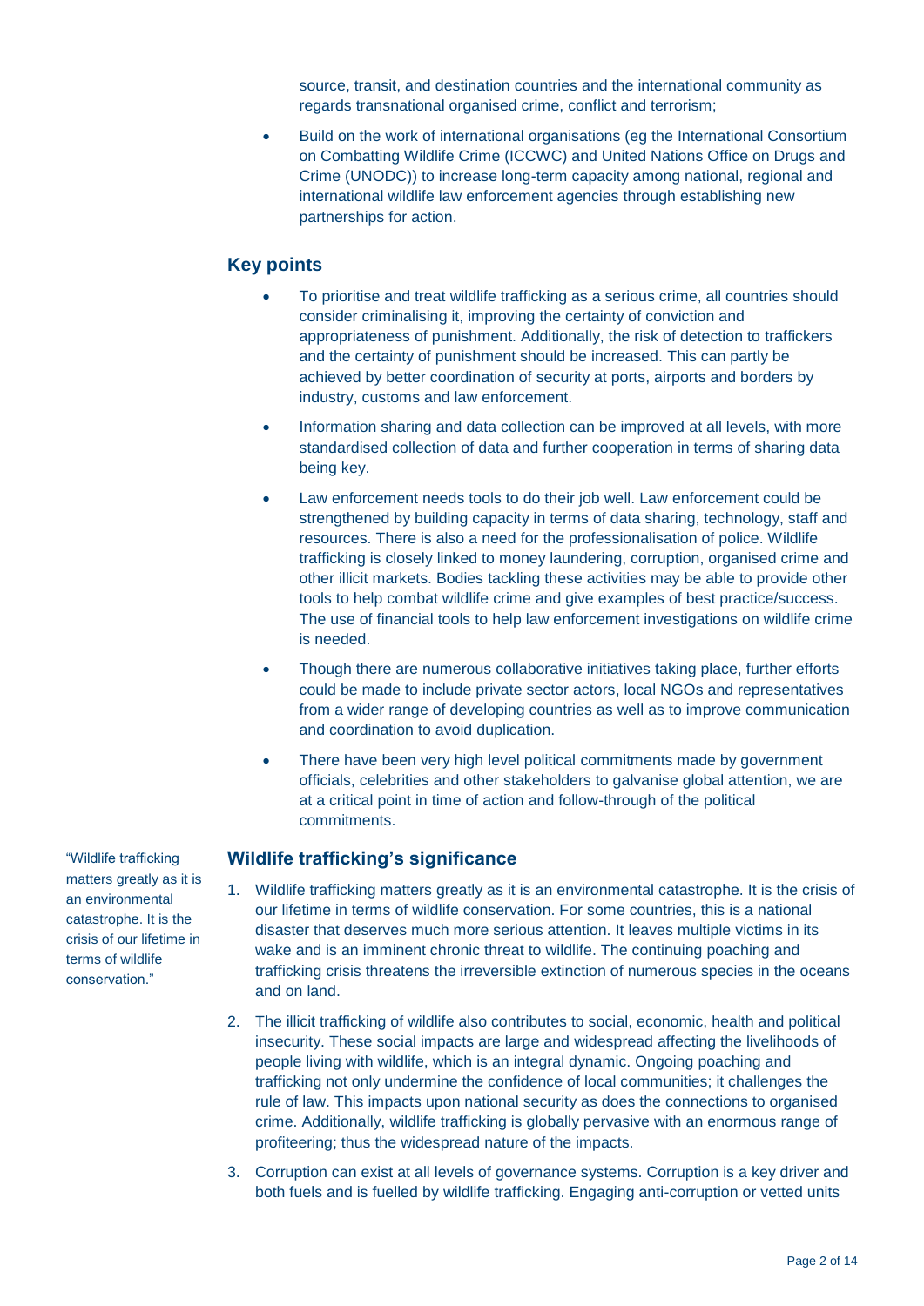source, transit, and destination countries and the international community as regards transnational organised crime, conflict and terrorism;

- Build on the work of international organisations (eg the International Consortium on Combatting Wildlife Crime (ICCWC) and United Nations Office on Drugs and Crime (UNODC)) to increase long-term capacity among national, regional and international wildlife law enforcement agencies through establishing new partnerships for action.

## Key points

- To prioritise and treat wildlife trafficking as a serious crime, all countries should consider criminalising it, improving the certainty of conviction and appropriateness of punishment. Additionally, the risk of detection to traffickers and the certainty of punishment should be increased. This can partly be achieved by better coordination of security at ports, airports and borders by industry, customs and law enforcement.
- Information sharing and data collection can be improved at all levels, with more standardised collection of data and further cooperation in terms of sharing data being key.
- Law enforcement needs tools to do their job well. Law enforcement could be strengthened by building capacity in terms of data sharing, technology, staff and resources. There is also a need for the professionalisation of police. Wildlife trafficking is closely linked to money laundering, corruption, organised crime and other illicit markets. Bodies tackling these activities may be able to provide other tools to help combat wildlife crime and give examples of best practice/success. The use of financial tools to help law enforcement investigations on wildlife crime is needed.
- Though there are numerous collaborative initiatives taking place, further efforts could be made to include private sector actors, local NGOs and representatives from a wider range of developing countries as well as to improve communication and coordination to avoid duplication.
- There have been very high level political commitments made by government officials, celebrities and other stakeholders to galvanise global attention, we are at a critical point in time of action and follow-through of the political commitments.

## Wildlife trafficking's significance

"Wildlife trafficking matters greatly as it is an environmental catastrophe. It is the crisis of our lifetime in terms of wildlife conservation."

1. Wildlife trafficking matters greatly as it is an environmental catastrophe. It is the crisis of our lifetime in terms of wildlife conservation. For some countries, this is a national disaster that deserves much more serious attention. It leaves multiple victims in its wake and is an imminent chronic threat to wildlife. The continuing poaching and trafficking crisis threatens the irreversible extinction of numerous species in the oceans and on land.
2. The illicit trafficking of wildlife also contributes to social, economic, health and political insecurity. These social impacts are large and widespread affecting the livelihoods of people living with wildlife, which is an integral dynamic. Ongoing poaching and trafficking not only undermine the confidence of local communities; it challenges the rule of law. This impacts upon national security as does the connections to organised crime. Additionally, wildlife trafficking is globally pervasive with an enormous range of profiteering; thus the widespread nature of the impacts.
3. Corruption can exist at all levels of governance systems. Corruption is a key driver and both fuels and is fuelled by wildlife trafficking. Engaging anti-corruption or vetted units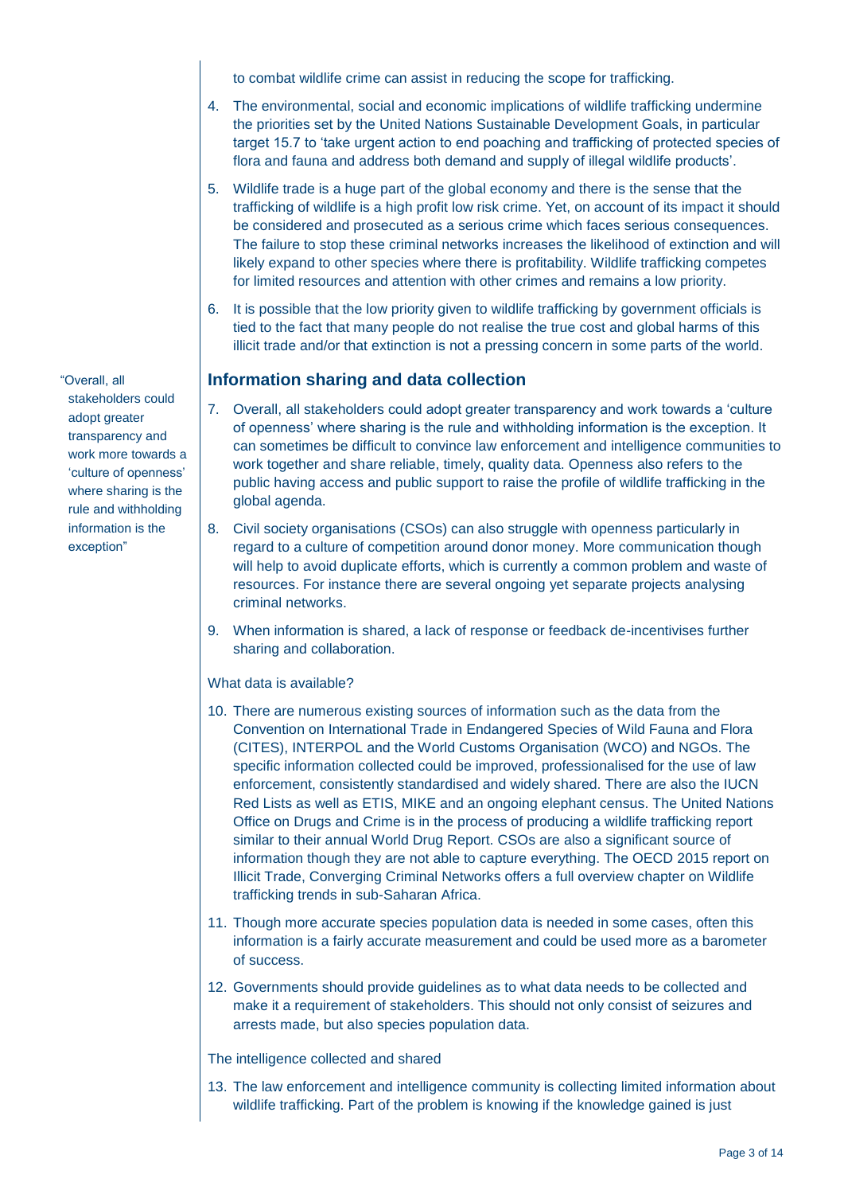to combat wildlife crime can assist in reducing the scope for trafficking.

4. The environmental, social and economic implications of wildlife trafficking undermine the priorities set by the United Nations Sustainable Development Goals, in particular target 15.7 to 'take urgent action to end poaching and trafficking of protected species of flora and fauna and address both demand and supply of illegal wildlife products'.

5. Wildlife trade is a huge part of the global economy and there is the sense that the trafficking of wildlife is a high profit low risk crime. Yet, on account of its impact it should be considered and prosecuted as a serious crime which faces serious consequences. The failure to stop these criminal networks increases the likelihood of extinction and will likely expand to other species where there is profitability. Wildlife trafficking competes for limited resources and attention with other crimes and remains a low priority.

6. It is possible that the low priority given to wildlife trafficking by government officials is tied to the fact that many people do not realise the true cost and global harms of this illicit trade and/or that extinction is not a pressing concern in some parts of the world.

## Information sharing and data collection

> "Overall, all stakeholders could adopt greater transparency and work more towards a 'culture of openness' where sharing is the rule and withholding information is the exception"

7. Overall, all stakeholders could adopt greater transparency and work towards a 'culture of openness' where sharing is the rule and withholding information is the exception. It can sometimes be difficult to convince law enforcement and intelligence communities to work together and share reliable, timely, quality data. Openness also refers to the public having access and public support to raise the profile of wildlife trafficking in the global agenda.

8. Civil society organisations (CSOs) can also struggle with openness particularly in regard to a culture of competition around donor money. More communication though will help to avoid duplicate efforts, which is currently a common problem and waste of resources. For instance there are several ongoing yet separate projects analysing criminal networks.

9. When information is shared, a lack of response or feedback de-incentivises further sharing and collaboration.

What data is available?

10. There are numerous existing sources of information such as the data from the Convention on International Trade in Endangered Species of Wild Fauna and Flora (CITES), INTERPOL and the World Customs Organisation (WCO) and NGOs. The specific information collected could be improved, professionalised for the use of law enforcement, consistently standardised and widely shared. There are also the IUCN Red Lists as well as ETIS, MIKE and an ongoing elephant census. The United Nations Office on Drugs and Crime is in the process of producing a wildlife trafficking report similar to their annual World Drug Report. CSOs are also a significant source of information though they are not able to capture everything. The OECD 2015 report on Illicit Trade, Converging Criminal Networks offers a full overview chapter on Wildlife trafficking trends in sub-Saharan Africa.

11. Though more accurate species population data is needed in some cases, often this information is a fairly accurate measurement and could be used more as a barometer of success.

12. Governments should provide guidelines as to what data needs to be collected and make it a requirement of stakeholders. This should not only consist of seizures and arrests made, but also species population data.

The intelligence collected and shared

13. The law enforcement and intelligence community is collecting limited information about wildlife trafficking. Part of the problem is knowing if the knowledge gained is just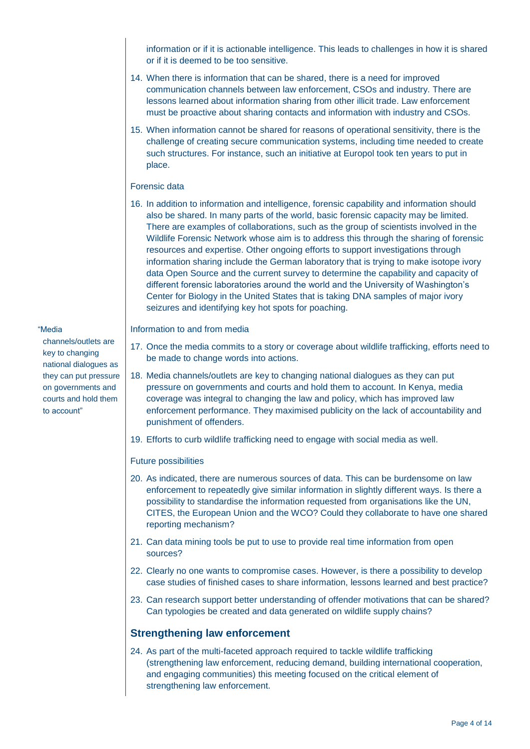information or if it is actionable intelligence. This leads to challenges in how it is shared or if it is deemed to be too sensitive.

14. When there is information that can be shared, there is a need for improved communication channels between law enforcement, CSOs and industry. There are lessons learned about information sharing from other illicit trade. Law enforcement must be proactive about sharing contacts and information with industry and CSOs.

15. When information cannot be shared for reasons of operational sensitivity, there is the challenge of creating secure communication systems, including time needed to create such structures. For instance, such an initiative at Europol took ten years to put in place.

### Forensic data

16. In addition to information and intelligence, forensic capability and information should also be shared. In many parts of the world, basic forensic capacity may be limited. There are examples of collaborations, such as the group of scientists involved in the Wildlife Forensic Network whose aim is to address this through the sharing of forensic resources and expertise. Other ongoing efforts to support investigations through information sharing include the German laboratory that is trying to make isotope ivory data Open Source and the current survey to determine the capability and capacity of different forensic laboratories around the world and the University of Washington's Center for Biology in the United States that is taking DNA samples of major ivory seizures and identifying key hot spots for poaching.

"Media channels/outlets are key to changing national dialogues as they can put pressure on governments and courts and hold them to account"

### Information to and from media

17. Once the media commits to a story or coverage about wildlife trafficking, efforts need to be made to change words into actions.

18. Media channels/outlets are key to changing national dialogues as they can put pressure on governments and courts and hold them to account. In Kenya, media coverage was integral to changing the law and policy, which has improved law enforcement performance. They maximised publicity on the lack of accountability and punishment of offenders.

19. Efforts to curb wildlife trafficking need to engage with social media as well.

### Future possibilities

20. As indicated, there are numerous sources of data. This can be burdensome on law enforcement to repeatedly give similar information in slightly different ways. Is there a possibility to standardise the information requested from organisations like the UN, CITES, the European Union and the WCO? Could they collaborate to have one shared reporting mechanism?

21. Can data mining tools be put to use to provide real time information from open sources?

22. Clearly no one wants to compromise cases. However, is there a possibility to develop case studies of finished cases to share information, lessons learned and best practice?

23. Can research support better understanding of offender motivations that can be shared? Can typologies be created and data generated on wildlife supply chains?

## Strengthening law enforcement

24. As part of the multi-faceted approach required to tackle wildlife trafficking (strengthening law enforcement, reducing demand, building international cooperation, and engaging communities) this meeting focused on the critical element of strengthening law enforcement.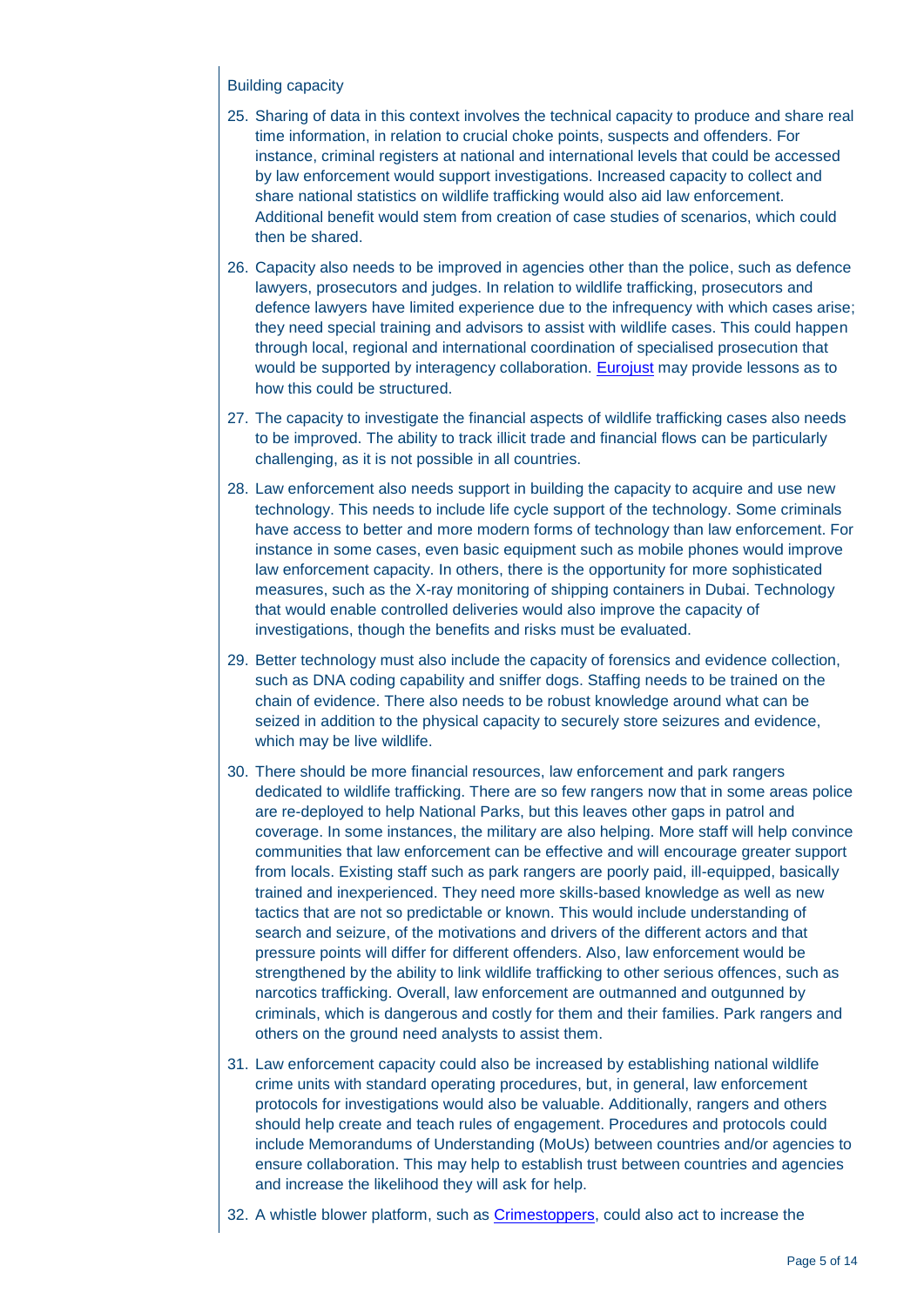Building capacity

25. Sharing of data in this context involves the technical capacity to produce and share real time information, in relation to crucial choke points, suspects and offenders. For instance, criminal registers at national and international levels that could be accessed by law enforcement would support investigations. Increased capacity to collect and share national statistics on wildlife trafficking would also aid law enforcement. Additional benefit would stem from creation of case studies of scenarios, which could then be shared.

26. Capacity also needs to be improved in agencies other than the police, such as defence lawyers, prosecutors and judges. In relation to wildlife trafficking, prosecutors and defence lawyers have limited experience due to the infrequency with which cases arise; they need special training and advisors to assist with wildlife cases. This could happen through local, regional and international coordination of specialised prosecution that would be supported by interagency collaboration. Eurojust may provide lessons as to how this could be structured.

27. The capacity to investigate the financial aspects of wildlife trafficking cases also needs to be improved. The ability to track illicit trade and financial flows can be particularly challenging, as it is not possible in all countries.

28. Law enforcement also needs support in building the capacity to acquire and use new technology. This needs to include life cycle support of the technology. Some criminals have access to better and more modern forms of technology than law enforcement. For instance in some cases, even basic equipment such as mobile phones would improve law enforcement capacity. In others, there is the opportunity for more sophisticated measures, such as the X-ray monitoring of shipping containers in Dubai. Technology that would enable controlled deliveries would also improve the capacity of investigations, though the benefits and risks must be evaluated.

29. Better technology must also include the capacity of forensics and evidence collection, such as DNA coding capability and sniffer dogs. Staffing needs to be trained on the chain of evidence. There also needs to be robust knowledge around what can be seized in addition to the physical capacity to securely store seizures and evidence, which may be live wildlife.

30. There should be more financial resources, law enforcement and park rangers dedicated to wildlife trafficking. There are so few rangers now that in some areas police are re-deployed to help National Parks, but this leaves other gaps in patrol and coverage. In some instances, the military are also helping. More staff will help convince communities that law enforcement can be effective and will encourage greater support from locals. Existing staff such as park rangers are poorly paid, ill-equipped, basically trained and inexperienced. They need more skills-based knowledge as well as new tactics that are not so predictable or known. This would include understanding of search and seizure, of the motivations and drivers of the different actors and that pressure points will differ for different offenders. Also, law enforcement would be strengthened by the ability to link wildlife trafficking to other serious offences, such as narcotics trafficking. Overall, law enforcement are outmanned and outgunned by criminals, which is dangerous and costly for them and their families. Park rangers and others on the ground need analysts to assist them.

31. Law enforcement capacity could also be increased by establishing national wildlife crime units with standard operating procedures, but, in general, law enforcement protocols for investigations would also be valuable. Additionally, rangers and others should help create and teach rules of engagement. Procedures and protocols could include Memorandums of Understanding (MoUs) between countries and/or agencies to ensure collaboration. This may help to establish trust between countries and agencies and increase the likelihood they will ask for help.

32. A whistle blower platform, such as Crimestoppers, could also act to increase the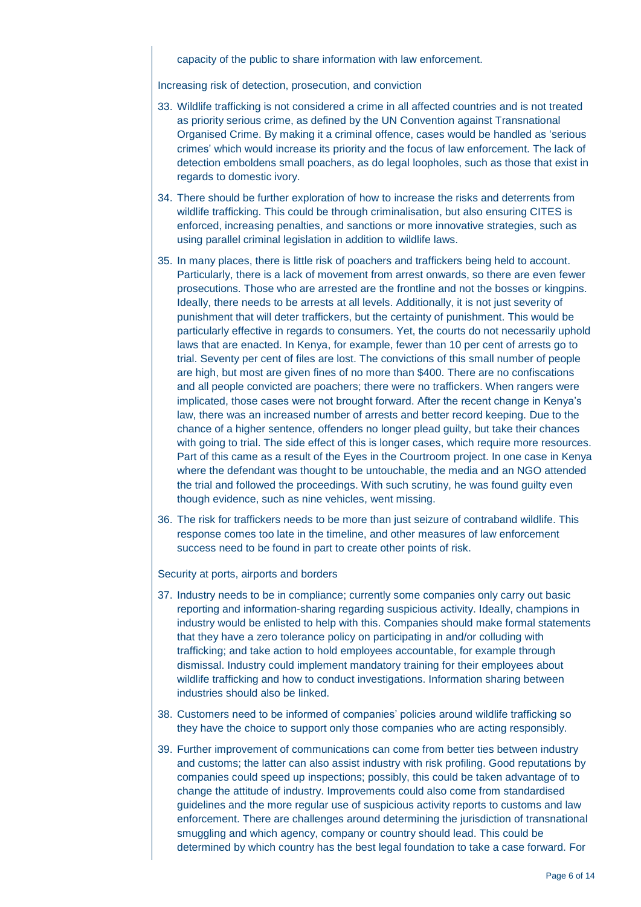capacity of the public to share information with law enforcement.

Increasing risk of detection, prosecution, and conviction

33. Wildlife trafficking is not considered a crime in all affected countries and is not treated as priority serious crime, as defined by the UN Convention against Transnational Organised Crime. By making it a criminal offence, cases would be handled as 'serious crimes' which would increase its priority and the focus of law enforcement. The lack of detection emboldens small poachers, as do legal loopholes, such as those that exist in regards to domestic ivory.

34. There should be further exploration of how to increase the risks and deterrents from wildlife trafficking. This could be through criminalisation, but also ensuring CITES is enforced, increasing penalties, and sanctions or more innovative strategies, such as using parallel criminal legislation in addition to wildlife laws.

35. In many places, there is little risk of poachers and traffickers being held to account. Particularly, there is a lack of movement from arrest onwards, so there are even fewer prosecutions. Those who are arrested are the frontline and not the bosses or kingpins. Ideally, there needs to be arrests at all levels. Additionally, it is not just severity of punishment that will deter traffickers, but the certainty of punishment. This would be particularly effective in regards to consumers. Yet, the courts do not necessarily uphold laws that are enacted. In Kenya, for example, fewer than 10 per cent of arrests go to trial. Seventy per cent of files are lost. The convictions of this small number of people are high, but most are given fines of no more than $400. There are no confiscations and all people convicted are poachers; there were no traffickers. When rangers were implicated, those cases were not brought forward. After the recent change in Kenya's law, there was an increased number of arrests and better record keeping. Due to the chance of a higher sentence, offenders no longer plead guilty, but take their chances with going to trial. The side effect of this is longer cases, which require more resources. Part of this came as a result of the Eyes in the Courtroom project. In one case in Kenya where the defendant was thought to be untouchable, the media and an NGO attended the trial and followed the proceedings. With such scrutiny, he was found guilty even though evidence, such as nine vehicles, went missing.

36. The risk for traffickers needs to be more than just seizure of contraband wildlife. This response comes too late in the timeline, and other measures of law enforcement success need to be found in part to create other points of risk.

Security at ports, airports and borders

37. Industry needs to be in compliance; currently some companies only carry out basic reporting and information-sharing regarding suspicious activity. Ideally, champions in industry would be enlisted to help with this. Companies should make formal statements that they have a zero tolerance policy on participating in and/or colluding with trafficking; and take action to hold employees accountable, for example through dismissal. Industry could implement mandatory training for their employees about wildlife trafficking and how to conduct investigations. Information sharing between industries should also be linked.

38. Customers need to be informed of companies' policies around wildlife trafficking so they have the choice to support only those companies who are acting responsibly.

39. Further improvement of communications can come from better ties between industry and customs; the latter can also assist industry with risk profiling. Good reputations by companies could speed up inspections; possibly, this could be taken advantage of to change the attitude of industry. Improvements could also come from standardised guidelines and the more regular use of suspicious activity reports to customs and law enforcement. There are challenges around determining the jurisdiction of transnational smuggling and which agency, company or country should lead. This could be determined by which country has the best legal foundation to take a case forward. For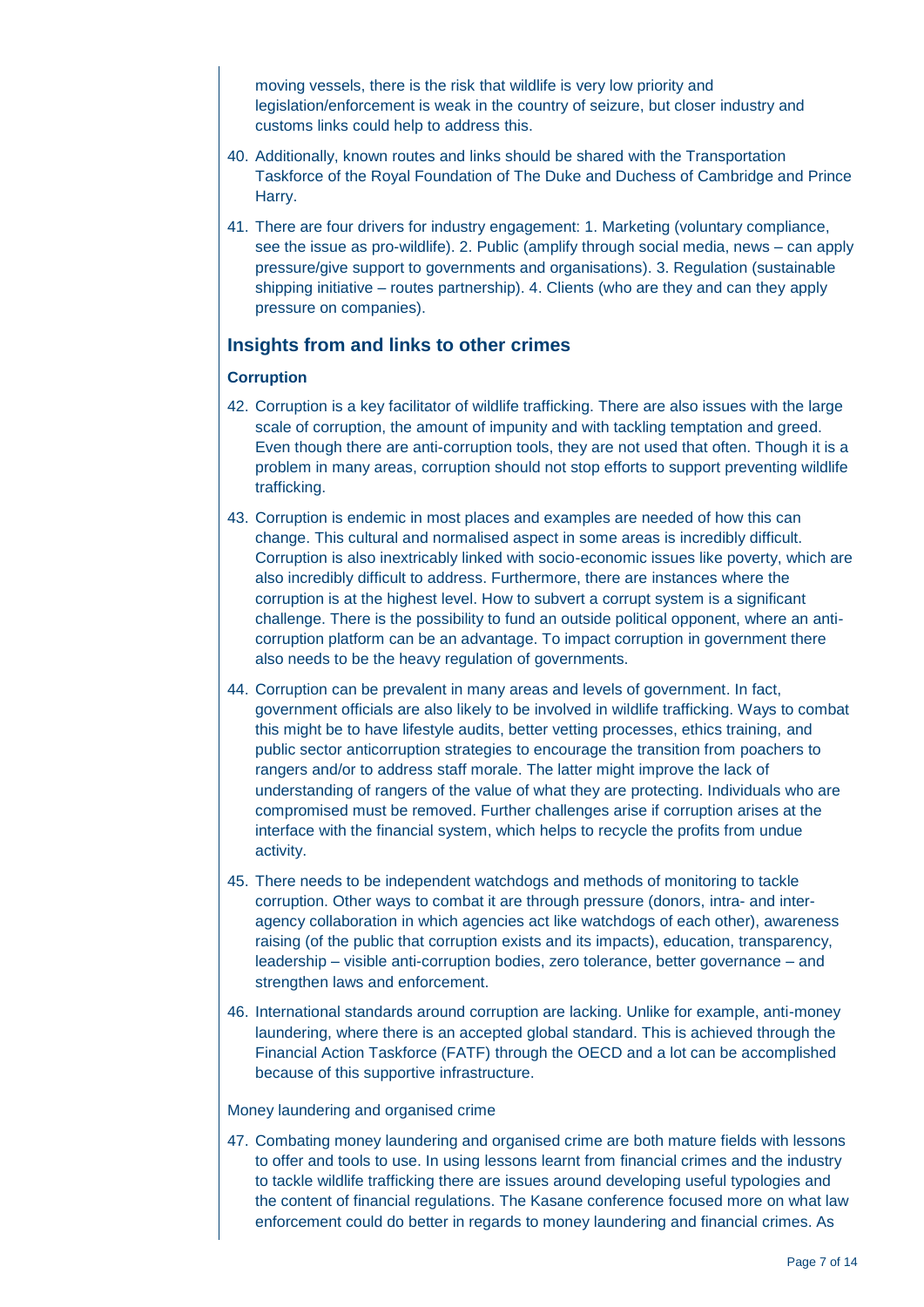moving vessels, there is the risk that wildlife is very low priority and legislation/enforcement is weak in the country of seizure, but closer industry and customs links could help to address this.

40. Additionally, known routes and links should be shared with the Transportation Taskforce of the Royal Foundation of The Duke and Duchess of Cambridge and Prince Harry.

41. There are four drivers for industry engagement: 1. Marketing (voluntary compliance, see the issue as pro-wildlife). 2. Public (amplify through social media, news – can apply pressure/give support to governments and organisations). 3. Regulation (sustainable shipping initiative – routes partnership). 4. Clients (who are they and can they apply pressure on companies).

## Insights from and links to other crimes

### Corruption

42. Corruption is a key facilitator of wildlife trafficking. There are also issues with the large scale of corruption, the amount of impunity and with tackling temptation and greed. Even though there are anti-corruption tools, they are not used that often. Though it is a problem in many areas, corruption should not stop efforts to support preventing wildlife trafficking.

43. Corruption is endemic in most places and examples are needed of how this can change. This cultural and normalised aspect in some areas is incredibly difficult. Corruption is also inextricably linked with socio-economic issues like poverty, which are also incredibly difficult to address. Furthermore, there are instances where the corruption is at the highest level. How to subvert a corrupt system is a significant challenge. There is the possibility to fund an outside political opponent, where an anti-corruption platform can be an advantage. To impact corruption in government there also needs to be the heavy regulation of governments.

44. Corruption can be prevalent in many areas and levels of government. In fact, government officials are also likely to be involved in wildlife trafficking. Ways to combat this might be to have lifestyle audits, better vetting processes, ethics training, and public sector anticorruption strategies to encourage the transition from poachers to rangers and/or to address staff morale. The latter might improve the lack of understanding of rangers of the value of what they are protecting. Individuals who are compromised must be removed. Further challenges arise if corruption arises at the interface with the financial system, which helps to recycle the profits from undue activity.

45. There needs to be independent watchdogs and methods of monitoring to tackle corruption. Other ways to combat it are through pressure (donors, intra- and inter-agency collaboration in which agencies act like watchdogs of each other), awareness raising (of the public that corruption exists and its impacts), education, transparency, leadership – visible anti-corruption bodies, zero tolerance, better governance – and strengthen laws and enforcement.

46. International standards around corruption are lacking. Unlike for example, anti-money laundering, where there is an accepted global standard. This is achieved through the Financial Action Taskforce (FATF) through the OECD and a lot can be accomplished because of this supportive infrastructure.

Money laundering and organised crime

47. Combating money laundering and organised crime are both mature fields with lessons to offer and tools to use. In using lessons learnt from financial crimes and the industry to tackle wildlife trafficking there are issues around developing useful typologies and the content of financial regulations. The Kasane conference focused more on what law enforcement could do better in regards to money laundering and financial crimes. As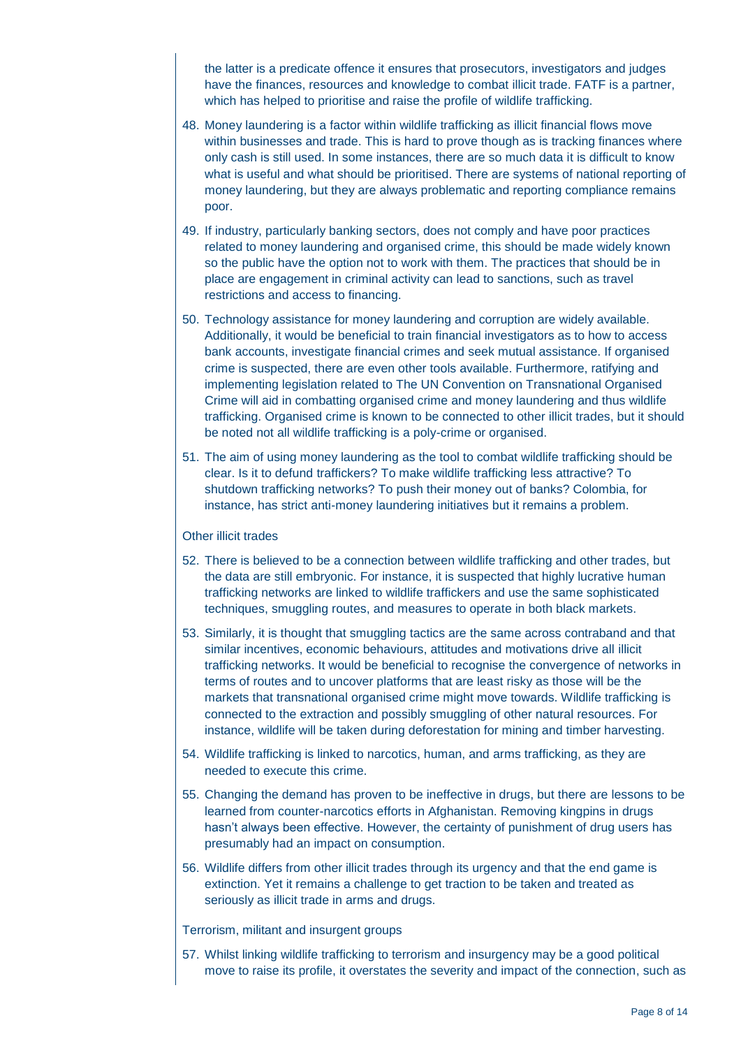the latter is a predicate offence it ensures that prosecutors, investigators and judges have the finances, resources and knowledge to combat illicit trade. FATF is a partner, which has helped to prioritise and raise the profile of wildlife trafficking.

48. Money laundering is a factor within wildlife trafficking as illicit financial flows move within businesses and trade. This is hard to prove though as is tracking finances where only cash is still used. In some instances, there are so much data it is difficult to know what is useful and what should be prioritised. There are systems of national reporting of money laundering, but they are always problematic and reporting compliance remains poor.

49. If industry, particularly banking sectors, does not comply and have poor practices related to money laundering and organised crime, this should be made widely known so the public have the option not to work with them. The practices that should be in place are engagement in criminal activity can lead to sanctions, such as travel restrictions and access to financing.

50. Technology assistance for money laundering and corruption are widely available. Additionally, it would be beneficial to train financial investigators as to how to access bank accounts, investigate financial crimes and seek mutual assistance. If organised crime is suspected, there are even other tools available. Furthermore, ratifying and implementing legislation related to The UN Convention on Transnational Organised Crime will aid in combatting organised crime and money laundering and thus wildlife trafficking. Organised crime is known to be connected to other illicit trades, but it should be noted not all wildlife trafficking is a poly-crime or organised.

51. The aim of using money laundering as the tool to combat wildlife trafficking should be clear. Is it to defund traffickers? To make wildlife trafficking less attractive? To shutdown trafficking networks? To push their money out of banks? Colombia, for instance, has strict anti-money laundering initiatives but it remains a problem.

Other illicit trades

52. There is believed to be a connection between wildlife trafficking and other trades, but the data are still embryonic. For instance, it is suspected that highly lucrative human trafficking networks are linked to wildlife traffickers and use the same sophisticated techniques, smuggling routes, and measures to operate in both black markets.

53. Similarly, it is thought that smuggling tactics are the same across contraband and that similar incentives, economic behaviours, attitudes and motivations drive all illicit trafficking networks. It would be beneficial to recognise the convergence of networks in terms of routes and to uncover platforms that are least risky as those will be the markets that transnational organised crime might move towards. Wildlife trafficking is connected to the extraction and possibly smuggling of other natural resources. For instance, wildlife will be taken during deforestation for mining and timber harvesting.

54. Wildlife trafficking is linked to narcotics, human, and arms trafficking, as they are needed to execute this crime.

55. Changing the demand has proven to be ineffective in drugs, but there are lessons to be learned from counter-narcotics efforts in Afghanistan. Removing kingpins in drugs hasn't always been effective. However, the certainty of punishment of drug users has presumably had an impact on consumption.

56. Wildlife differs from other illicit trades through its urgency and that the end game is extinction. Yet it remains a challenge to get traction to be taken and treated as seriously as illicit trade in arms and drugs.

Terrorism, militant and insurgent groups

57. Whilst linking wildlife trafficking to terrorism and insurgency may be a good political move to raise its profile, it overstates the severity and impact of the connection, such as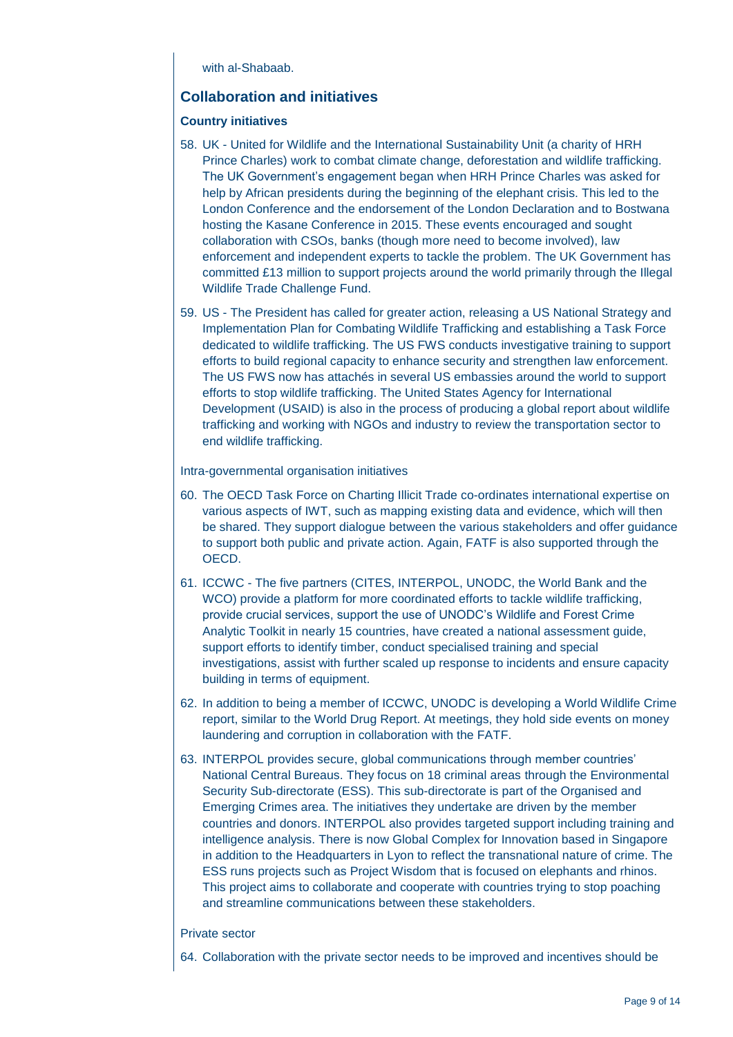with al-Shabaab.

## Collaboration and initiatives

### Country initiatives

58. UK - United for Wildlife and the International Sustainability Unit (a charity of HRH Prince Charles) work to combat climate change, deforestation and wildlife trafficking. The UK Government's engagement began when HRH Prince Charles was asked for help by African presidents during the beginning of the elephant crisis. This led to the London Conference and the endorsement of the London Declaration and to Bostwana hosting the Kasane Conference in 2015. These events encouraged and sought collaboration with CSOs, banks (though more need to become involved), law enforcement and independent experts to tackle the problem. The UK Government has committed £13 million to support projects around the world primarily through the Illegal Wildlife Trade Challenge Fund.

59. US - The President has called for greater action, releasing a US National Strategy and Implementation Plan for Combating Wildlife Trafficking and establishing a Task Force dedicated to wildlife trafficking. The US FWS conducts investigative training to support efforts to build regional capacity to enhance security and strengthen law enforcement. The US FWS now has attachés in several US embassies around the world to support efforts to stop wildlife trafficking. The United States Agency for International Development (USAID) is also in the process of producing a global report about wildlife trafficking and working with NGOs and industry to review the transportation sector to end wildlife trafficking.

Intra-governmental organisation initiatives

60. The OECD Task Force on Charting Illicit Trade co-ordinates international expertise on various aspects of IWT, such as mapping existing data and evidence, which will then be shared. They support dialogue between the various stakeholders and offer guidance to support both public and private action. Again, FATF is also supported through the OECD.

61. ICCWC - The five partners (CITES, INTERPOL, UNODC, the World Bank and the WCO) provide a platform for more coordinated efforts to tackle wildlife trafficking, provide crucial services, support the use of UNODC's Wildlife and Forest Crime Analytic Toolkit in nearly 15 countries, have created a national assessment guide, support efforts to identify timber, conduct specialised training and special investigations, assist with further scaled up response to incidents and ensure capacity building in terms of equipment.

62. In addition to being a member of ICCWC, UNODC is developing a World Wildlife Crime report, similar to the World Drug Report. At meetings, they hold side events on money laundering and corruption in collaboration with the FATF.

63. INTERPOL provides secure, global communications through member countries' National Central Bureaus. They focus on 18 criminal areas through the Environmental Security Sub-directorate (ESS). This sub-directorate is part of the Organised and Emerging Crimes area. The initiatives they undertake are driven by the member countries and donors. INTERPOL also provides targeted support including training and intelligence analysis. There is now Global Complex for Innovation based in Singapore in addition to the Headquarters in Lyon to reflect the transnational nature of crime. The ESS runs projects such as Project Wisdom that is focused on elephants and rhinos. This project aims to collaborate and cooperate with countries trying to stop poaching and streamline communications between these stakeholders.

Private sector

64. Collaboration with the private sector needs to be improved and incentives should be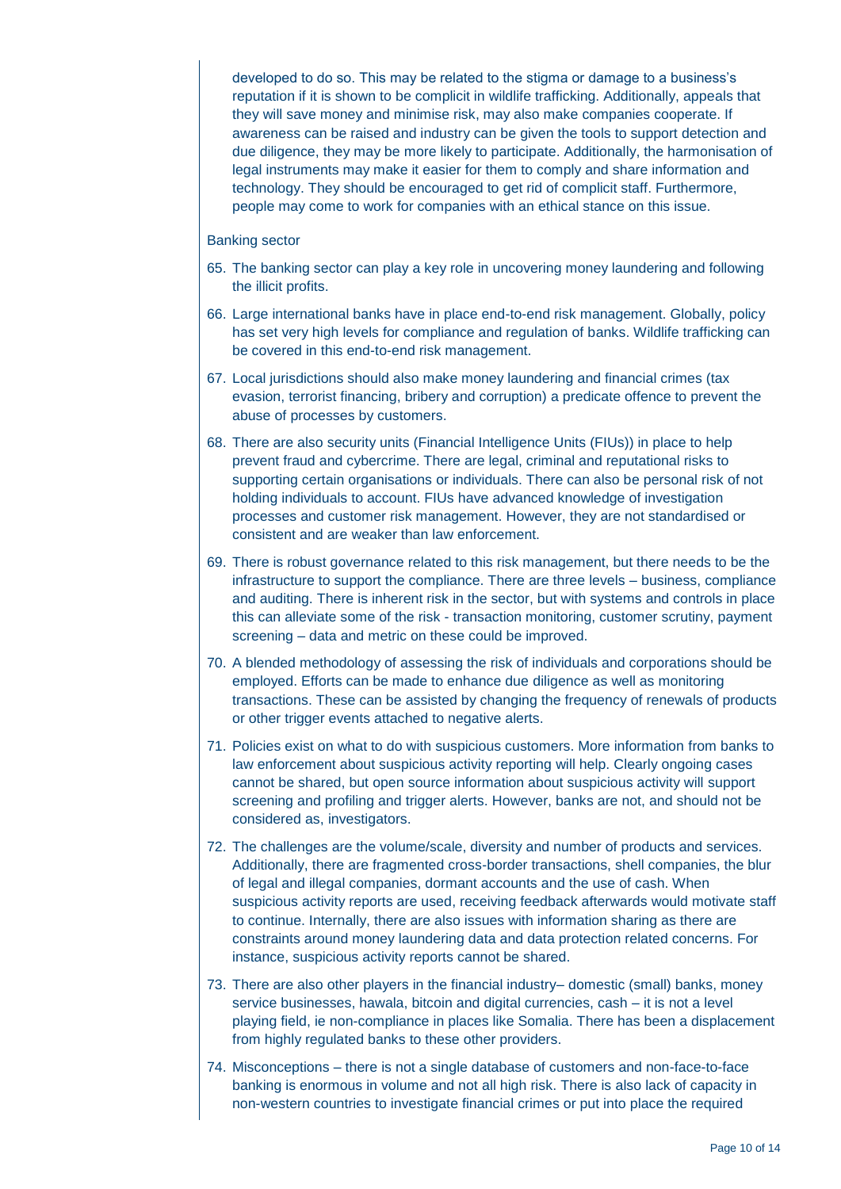developed to do so. This may be related to the stigma or damage to a business's reputation if it is shown to be complicit in wildlife trafficking. Additionally, appeals that they will save money and minimise risk, may also make companies cooperate. If awareness can be raised and industry can be given the tools to support detection and due diligence, they may be more likely to participate. Additionally, the harmonisation of legal instruments may make it easier for them to comply and share information and technology. They should be encouraged to get rid of complicit staff. Furthermore, people may come to work for companies with an ethical stance on this issue.

Banking sector

65. The banking sector can play a key role in uncovering money laundering and following the illicit profits.
66. Large international banks have in place end-to-end risk management. Globally, policy has set very high levels for compliance and regulation of banks. Wildlife trafficking can be covered in this end-to-end risk management.
67. Local jurisdictions should also make money laundering and financial crimes (tax evasion, terrorist financing, bribery and corruption) a predicate offence to prevent the abuse of processes by customers.
68. There are also security units (Financial Intelligence Units (FIUs)) in place to help prevent fraud and cybercrime. There are legal, criminal and reputational risks to supporting certain organisations or individuals. There can also be personal risk of not holding individuals to account. FIUs have advanced knowledge of investigation processes and customer risk management. However, they are not standardised or consistent and are weaker than law enforcement.
69. There is robust governance related to this risk management, but there needs to be the infrastructure to support the compliance. There are three levels – business, compliance and auditing. There is inherent risk in the sector, but with systems and controls in place this can alleviate some of the risk - transaction monitoring, customer scrutiny, payment screening – data and metric on these could be improved.
70. A blended methodology of assessing the risk of individuals and corporations should be employed. Efforts can be made to enhance due diligence as well as monitoring transactions. These can be assisted by changing the frequency of renewals of products or other trigger events attached to negative alerts.
71. Policies exist on what to do with suspicious customers. More information from banks to law enforcement about suspicious activity reporting will help. Clearly ongoing cases cannot be shared, but open source information about suspicious activity will support screening and profiling and trigger alerts. However, banks are not, and should not be considered as, investigators.
72. The challenges are the volume/scale, diversity and number of products and services. Additionally, there are fragmented cross-border transactions, shell companies, the blur of legal and illegal companies, dormant accounts and the use of cash. When suspicious activity reports are used, receiving feedback afterwards would motivate staff to continue. Internally, there are also issues with information sharing as there are constraints around money laundering data and data protection related concerns. For instance, suspicious activity reports cannot be shared.
73. There are also other players in the financial industry– domestic (small) banks, money service businesses, hawala, bitcoin and digital currencies, cash – it is not a level playing field, ie non-compliance in places like Somalia. There has been a displacement from highly regulated banks to these other providers.
74. Misconceptions – there is not a single database of customers and non-face-to-face banking is enormous in volume and not all high risk. There is also lack of capacity in non-western countries to investigate financial crimes or put into place the required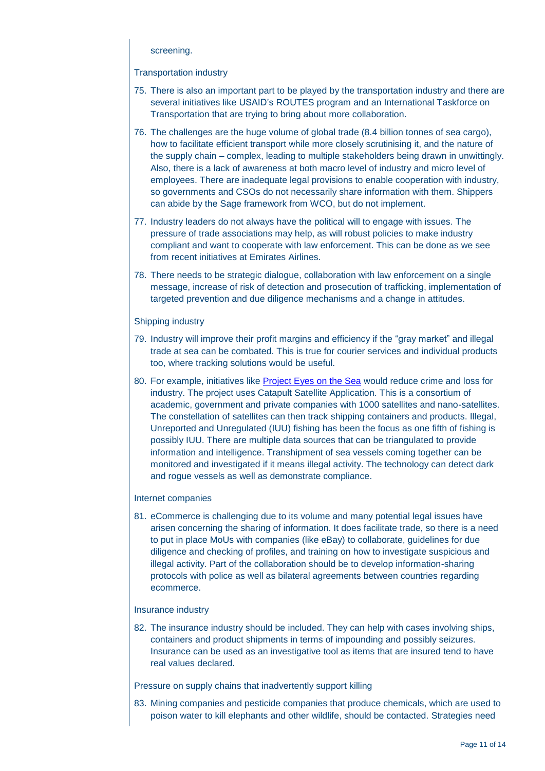screening.

Transportation industry

75. There is also an important part to be played by the transportation industry and there are several initiatives like USAID's ROUTES program and an International Taskforce on Transportation that are trying to bring about more collaboration.

76. The challenges are the huge volume of global trade (8.4 billion tonnes of sea cargo), how to facilitate efficient transport while more closely scrutinising it, and the nature of the supply chain – complex, leading to multiple stakeholders being drawn in unwittingly. Also, there is a lack of awareness at both macro level of industry and micro level of employees. There are inadequate legal provisions to enable cooperation with industry, so governments and CSOs do not necessarily share information with them. Shippers can abide by the Sage framework from WCO, but do not implement.

77. Industry leaders do not always have the political will to engage with issues. The pressure of trade associations may help, as will robust policies to make industry compliant and want to cooperate with law enforcement. This can be done as we see from recent initiatives at Emirates Airlines.

78. There needs to be strategic dialogue, collaboration with law enforcement on a single message, increase of risk of detection and prosecution of trafficking, implementation of targeted prevention and due diligence mechanisms and a change in attitudes.

Shipping industry

79. Industry will improve their profit margins and efficiency if the "gray market" and illegal trade at sea can be combated. This is true for courier services and individual products too, where tracking solutions would be useful.

80. For example, initiatives like Project Eyes on the Sea would reduce crime and loss for industry. The project uses Catapult Satellite Application. This is a consortium of academic, government and private companies with 1000 satellites and nano-satellites. The constellation of satellites can then track shipping containers and products. Illegal, Unreported and Unregulated (IUU) fishing has been the focus as one fifth of fishing is possibly IUU. There are multiple data sources that can be triangulated to provide information and intelligence. Transhipment of sea vessels coming together can be monitored and investigated if it means illegal activity. The technology can detect dark and rogue vessels as well as demonstrate compliance.

Internet companies

81. eCommerce is challenging due to its volume and many potential legal issues have arisen concerning the sharing of information. It does facilitate trade, so there is a need to put in place MoUs with companies (like eBay) to collaborate, guidelines for due diligence and checking of profiles, and training on how to investigate suspicious and illegal activity. Part of the collaboration should be to develop information-sharing protocols with police as well as bilateral agreements between countries regarding ecommerce.

Insurance industry

82. The insurance industry should be included. They can help with cases involving ships, containers and product shipments in terms of impounding and possibly seizures. Insurance can be used as an investigative tool as items that are insured tend to have real values declared.

Pressure on supply chains that inadvertently support killing

83. Mining companies and pesticide companies that produce chemicals, which are used to poison water to kill elephants and other wildlife, should be contacted. Strategies need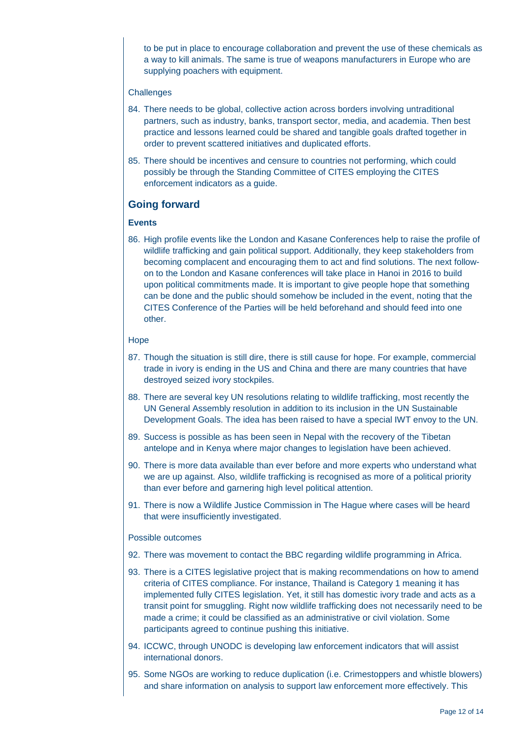to be put in place to encourage collaboration and prevent the use of these chemicals as a way to kill animals. The same is true of weapons manufacturers in Europe who are supplying poachers with equipment.

Challenges

84. There needs to be global, collective action across borders involving untraditional partners, such as industry, banks, transport sector, media, and academia. Then best practice and lessons learned could be shared and tangible goals drafted together in order to prevent scattered initiatives and duplicated efforts.

85. There should be incentives and censure to countries not performing, which could possibly be through the Standing Committee of CITES employing the CITES enforcement indicators as a guide.

## Going forward

### Events

86. High profile events like the London and Kasane Conferences help to raise the profile of wildlife trafficking and gain political support. Additionally, they keep stakeholders from becoming complacent and encouraging them to act and find solutions. The next follow-on to the London and Kasane conferences will take place in Hanoi in 2016 to build upon political commitments made. It is important to give people hope that something can be done and the public should somehow be included in the event, noting that the CITES Conference of the Parties will be held beforehand and should feed into one other.

Hope

87. Though the situation is still dire, there is still cause for hope. For example, commercial trade in ivory is ending in the US and China and there are many countries that have destroyed seized ivory stockpiles.

88. There are several key UN resolutions relating to wildlife trafficking, most recently the UN General Assembly resolution in addition to its inclusion in the UN Sustainable Development Goals. The idea has been raised to have a special IWT envoy to the UN.

89. Success is possible as has been seen in Nepal with the recovery of the Tibetan antelope and in Kenya where major changes to legislation have been achieved.

90. There is more data available than ever before and more experts who understand what we are up against. Also, wildlife trafficking is recognised as more of a political priority than ever before and garnering high level political attention.

91. There is now a Wildlife Justice Commission in The Hague where cases will be heard that were insufficiently investigated.

Possible outcomes

92. There was movement to contact the BBC regarding wildlife programming in Africa.

93. There is a CITES legislative project that is making recommendations on how to amend criteria of CITES compliance. For instance, Thailand is Category 1 meaning it has implemented fully CITES legislation. Yet, it still has domestic ivory trade and acts as a transit point for smuggling. Right now wildlife trafficking does not necessarily need to be made a crime; it could be classified as an administrative or civil violation. Some participants agreed to continue pushing this initiative.

94. ICCWC, through UNODC is developing law enforcement indicators that will assist international donors.

95. Some NGOs are working to reduce duplication (i.e. Crimestoppers and whistle blowers) and share information on analysis to support law enforcement more effectively. This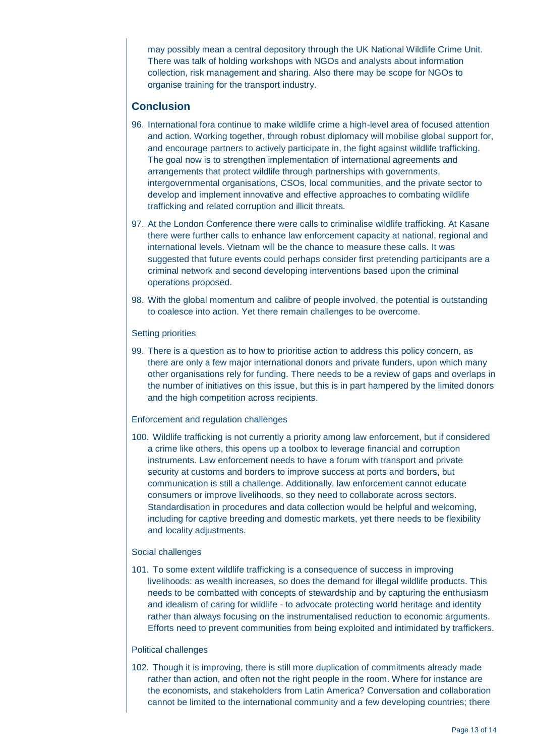may possibly mean a central depository through the UK National Wildlife Crime Unit. There was talk of holding workshops with NGOs and analysts about information collection, risk management and sharing. Also there may be scope for NGOs to organise training for the transport industry.

## Conclusion

96. International fora continue to make wildlife crime a high-level area of focused attention and action. Working together, through robust diplomacy will mobilise global support for, and encourage partners to actively participate in, the fight against wildlife trafficking. The goal now is to strengthen implementation of international agreements and arrangements that protect wildlife through partnerships with governments, intergovernmental organisations, CSOs, local communities, and the private sector to develop and implement innovative and effective approaches to combating wildlife trafficking and related corruption and illicit threats.

97. At the London Conference there were calls to criminalise wildlife trafficking. At Kasane there were further calls to enhance law enforcement capacity at national, regional and international levels. Vietnam will be the chance to measure these calls. It was suggested that future events could perhaps consider first pretending participants are a criminal network and second developing interventions based upon the criminal operations proposed.

98. With the global momentum and calibre of people involved, the potential is outstanding to coalesce into action. Yet there remain challenges to be overcome.

Setting priorities

99. There is a question as to how to prioritise action to address this policy concern, as there are only a few major international donors and private funders, upon which many other organisations rely for funding. There needs to be a review of gaps and overlaps in the number of initiatives on this issue, but this is in part hampered by the limited donors and the high competition across recipients.

Enforcement and regulation challenges

100. Wildlife trafficking is not currently a priority among law enforcement, but if considered a crime like others, this opens up a toolbox to leverage financial and corruption instruments. Law enforcement needs to have a forum with transport and private security at customs and borders to improve success at ports and borders, but communication is still a challenge. Additionally, law enforcement cannot educate consumers or improve livelihoods, so they need to collaborate across sectors. Standardisation in procedures and data collection would be helpful and welcoming, including for captive breeding and domestic markets, yet there needs to be flexibility and locality adjustments.

Social challenges

101. To some extent wildlife trafficking is a consequence of success in improving livelihoods: as wealth increases, so does the demand for illegal wildlife products. This needs to be combatted with concepts of stewardship and by capturing the enthusiasm and idealism of caring for wildlife - to advocate protecting world heritage and identity rather than always focusing on the instrumentalised reduction to economic arguments. Efforts need to prevent communities from being exploited and intimidated by traffickers.

Political challenges

102. Though it is improving, there is still more duplication of commitments already made rather than action, and often not the right people in the room. Where for instance are the economists, and stakeholders from Latin America? Conversation and collaboration cannot be limited to the international community and a few developing countries; there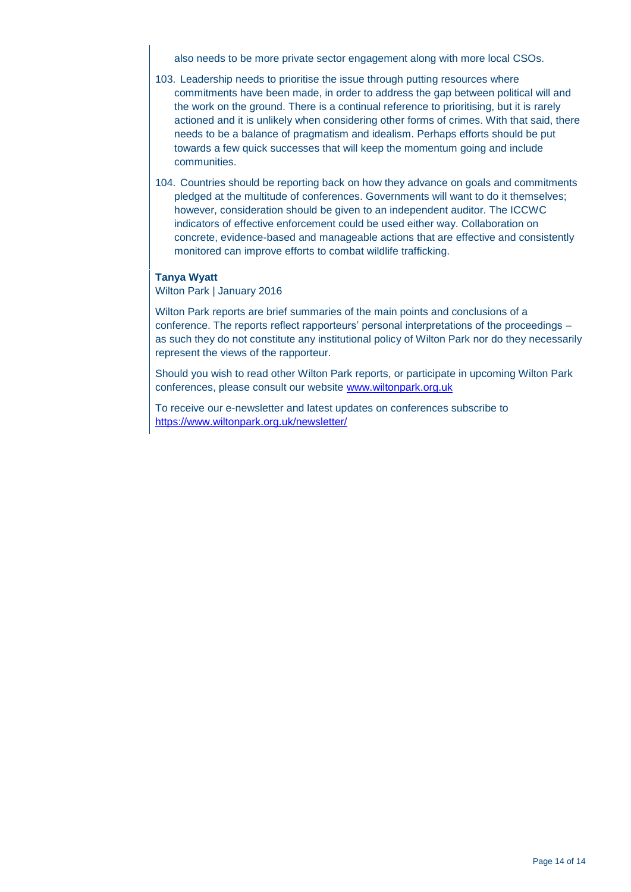also needs to be more private sector engagement along with more local CSOs.

103. Leadership needs to prioritise the issue through putting resources where commitments have been made, in order to address the gap between political will and the work on the ground. There is a continual reference to prioritising, but it is rarely actioned and it is unlikely when considering other forms of crimes. With that said, there needs to be a balance of pragmatism and idealism. Perhaps efforts should be put towards a few quick successes that will keep the momentum going and include communities.

104. Countries should be reporting back on how they advance on goals and commitments pledged at the multitude of conferences. Governments will want to do it themselves; however, consideration should be given to an independent auditor. The ICCWC indicators of effective enforcement could be used either way. Collaboration on concrete, evidence-based and manageable actions that are effective and consistently monitored can improve efforts to combat wildlife trafficking.

**Tanya Wyatt**

Wilton Park | January 2016

Wilton Park reports are brief summaries of the main points and conclusions of a conference. The reports reflect rapporteurs' personal interpretations of the proceedings – as such they do not constitute any institutional policy of Wilton Park nor do they necessarily represent the views of the rapporteur.

Should you wish to read other Wilton Park reports, or participate in upcoming Wilton Park conferences, please consult our website www.wiltonpark.org.uk

To receive our e-newsletter and latest updates on conferences subscribe to https://www.wiltonpark.org.uk/newsletter/